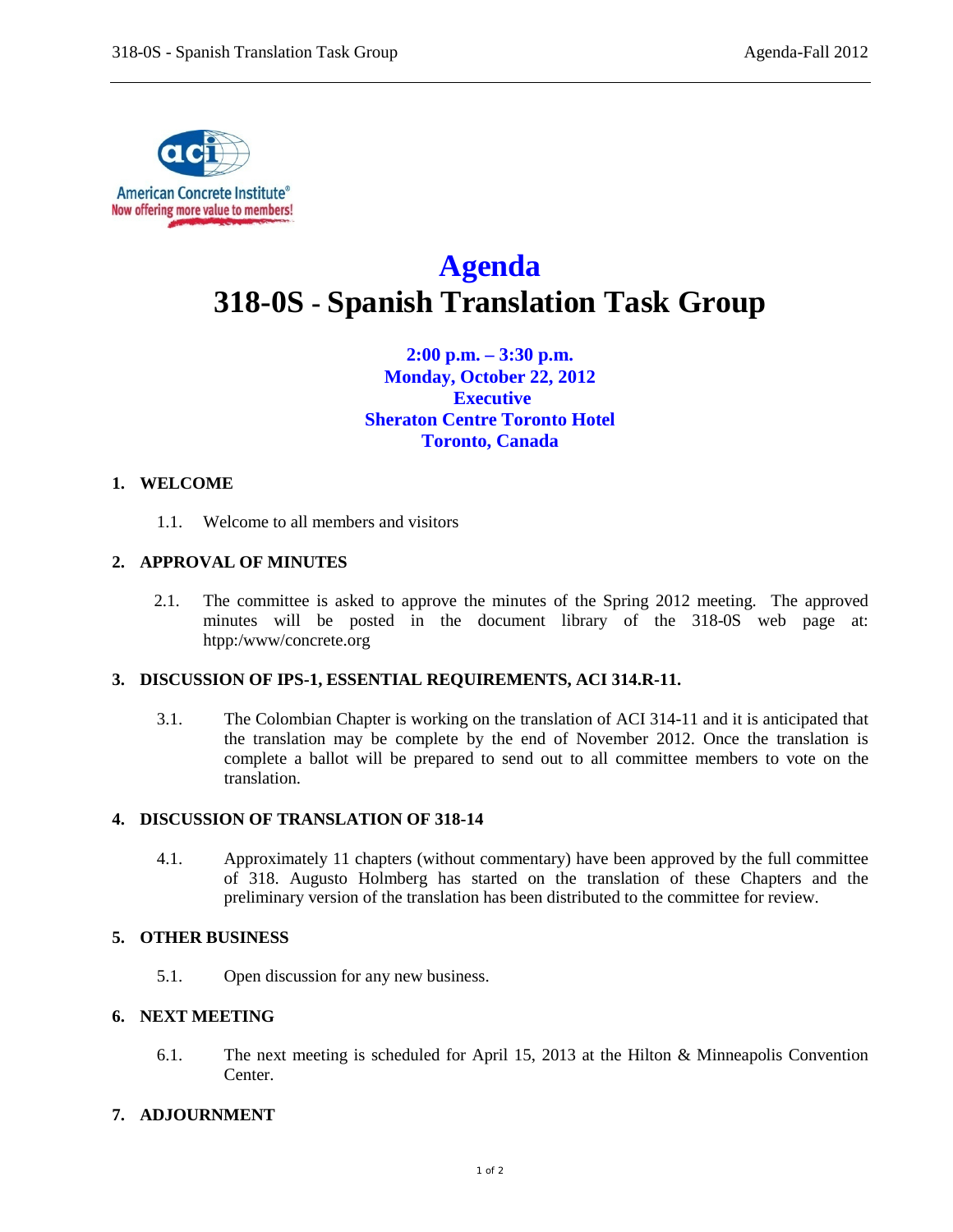# Agenda

# 318-0S - Spanish Translation Task Group

**2:00 p.m. – 3:30 p.m.**
**Monday, October 22, 2012**
**Executive**
**Sheraton Centre Toronto Hotel**
**Toronto, Canada**

## 1. WELCOME

1.1. Welcome to all members and visitors

## 2. APPROVAL OF MINUTES

2.1. The committee is asked to approve the minutes of the Spring 2012 meeting. The approved minutes will be posted in the document library of the 318-0S web page at: htpp:/www/concrete.org

## 3. DISCUSSION OF IPS-1, ESSENTIAL REQUIREMENTS, ACI 314.R-11.

3.1. The Colombian Chapter is working on the translation of ACI 314-11 and it is anticipated that the translation may be complete by the end of November 2012. Once the translation is complete a ballot will be prepared to send out to all committee members to vote on the translation.

## 4. DISCUSSION OF TRANSLATION OF 318-14

4.1. Approximately 11 chapters (without commentary) have been approved by the full committee of 318. Augusto Holmberg has started on the translation of these Chapters and the preliminary version of the translation has been distributed to the committee for review.

## 5. OTHER BUSINESS

5.1. Open discussion for any new business.

## 6. NEXT MEETING

6.1. The next meeting is scheduled for April 15, 2013 at the Hilton & Minneapolis Convention Center.

## 7. ADJOURNMENT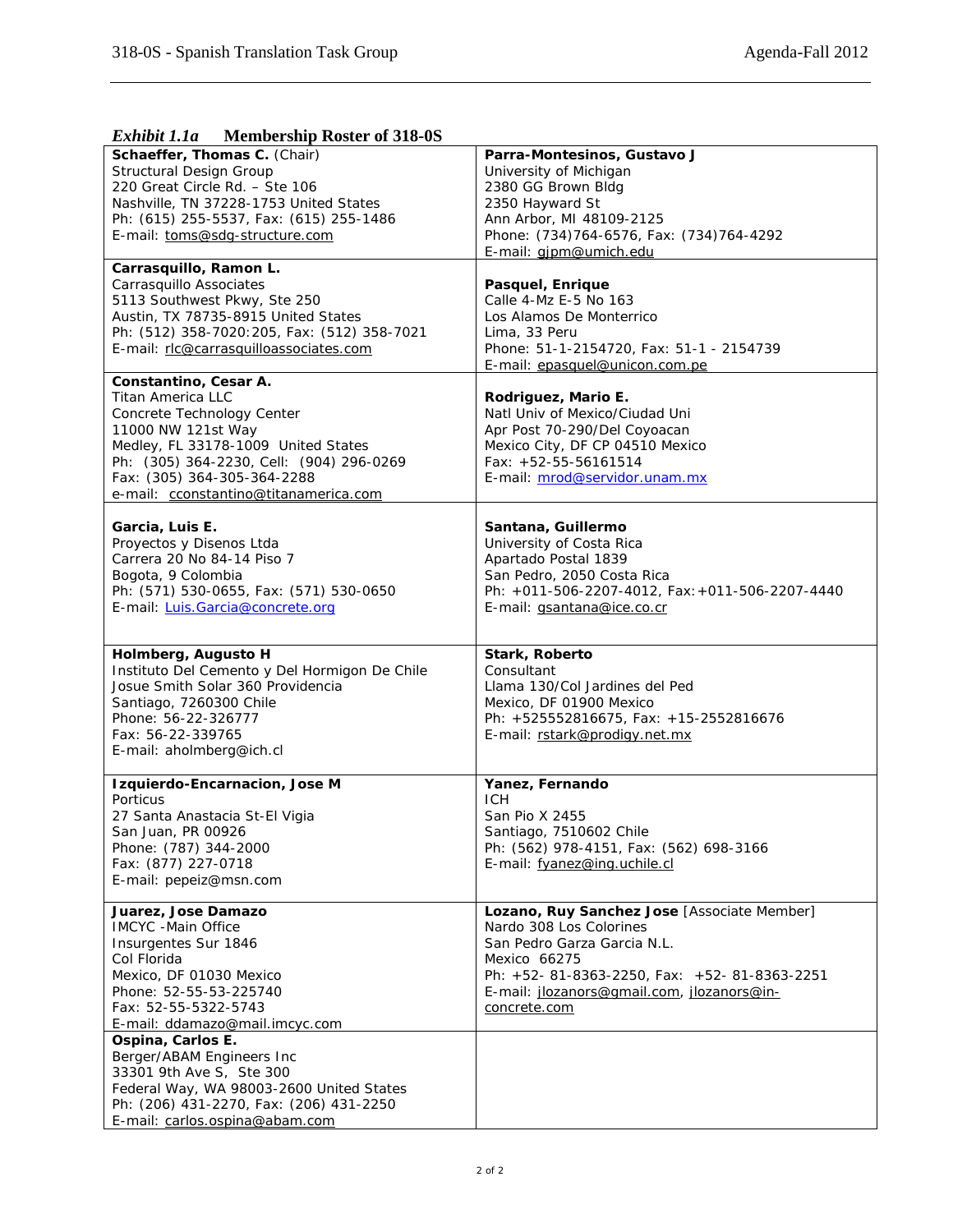*Exhibit 1.1a* **Membership Roster of 318-0S**

| | |
|---|---|
| **Schaeffer, Thomas C.** (Chair)<br>Structural Design Group<br>220 Great Circle Rd. – Ste 106<br>Nashville, TN 37228-1753 United States<br>Ph: (615) 255-5537, Fax: (615) 255-1486<br>E-mail: toms@sdg-structure.com | **Parra-Montesinos, Gustavo J**<br>University of Michigan<br>2380 GG Brown Bldg<br>2350 Hayward St<br>Ann Arbor, MI 48109-2125<br>Phone: (734)764-6576, Fax: (734)764-4292<br>E-mail: gjpm@umich.edu |
| **Carrasquillo, Ramon L.**<br>Carrasquillo Associates<br>5113 Southwest Pkwy, Ste 250<br>Austin, TX 78735-8915 United States<br>Ph: (512) 358-7020:205, Fax: (512) 358-7021<br>E-mail: rlc@carrasquilloassociates.com | **Pasquel, Enrique**<br>Calle 4-Mz E-5 No 163<br>Los Alamos De Monterrico<br>Lima, 33 Peru<br>Phone: 51-1-2154720, Fax: 51-1 - 2154739<br>E-mail: epasquel@unicon.com.pe |
| **Constantino, Cesar A.**<br>Titan America LLC<br>Concrete Technology Center<br>11000 NW 121st Way<br>Medley, FL 33178-1009 United States<br>Ph: (305) 364-2230, Cell: (904) 296-0269<br>Fax: (305) 364-305-364-2288<br>e-mail: cconstantino@titanamerica.com | **Rodriguez, Mario E.**<br>Natl Univ of Mexico/Ciudad Uni<br>Apr Post 70-290/Del Coyoacan<br>Mexico City, DF CP 04510 Mexico<br>Fax: +52-55-56161514<br>E-mail: mrod@servidor.unam.mx |
| **Garcia, Luis E.**<br>Proyectos y Disenos Ltda<br>Carrera 20 No 84-14 Piso 7<br>Bogota, 9 Colombia<br>Ph: (571) 530-0655, Fax: (571) 530-0650<br>E-mail: Luis.Garcia@concrete.org | **Santana, Guillermo**<br>University of Costa Rica<br>Apartado Postal 1839<br>San Pedro, 2050 Costa Rica<br>Ph: +011-506-2207-4012, Fax:+011-506-2207-4440<br>E-mail: gsantana@ice.co.cr |
| **Holmberg, Augusto H**<br>Instituto Del Cemento y Del Hormigon De Chile<br>Josue Smith Solar 360 Providencia<br>Santiago, 7260300 Chile<br>Phone: 56-22-326777<br>Fax: 56-22-339765<br>E-mail: aholmberg@ich.cl | **Stark, Roberto**<br>Consultant<br>Llama 130/Col Jardines del Ped<br>Mexico, DF 01900 Mexico<br>Ph: +525552816675, Fax: +15-2552816676<br>E-mail: rstark@prodigy.net.mx |
| **Izquierdo-Encarnacion, Jose M**<br>Porticus<br>27 Santa Anastacia St-El Vigia<br>San Juan, PR 00926<br>Phone: (787) 344-2000<br>Fax: (877) 227-0718<br>E-mail: pepeiz@msn.com | **Yanez, Fernando**<br>ICH<br>San Pio X 2455<br>Santiago, 7510602 Chile<br>Ph: (562) 978-4151, Fax: (562) 698-3166<br>E-mail: fyanez@ing.uchile.cl |
| **Juarez, Jose Damazo**<br>IMCYC -Main Office<br>Insurgentes Sur 1846<br>Col Florida<br>Mexico, DF 01030 Mexico<br>Phone: 52-55-53-225740<br>Fax: 52-55-5322-5743<br>E-mail: ddamazo@mail.imcyc.com | **Lozano, Ruy Sanchez Jose** [Associate Member]<br>Nardo 308 Los Colorines<br>San Pedro Garza Garcia N.L.<br>Mexico 66275<br>Ph: +52- 81-8363-2250, Fax: +52- 81-8363-2251<br>E-mail: jlozanors@gmail.com, jlozanors@in-concrete.com |
| **Ospina, Carlos E.**<br>Berger/ABAM Engineers Inc<br>33301 9th Ave S, Ste 300<br>Federal Way, WA 98003-2600 United States<br>Ph: (206) 431-2270, Fax: (206) 431-2250<br>E-mail: carlos.ospina@abam.com | |